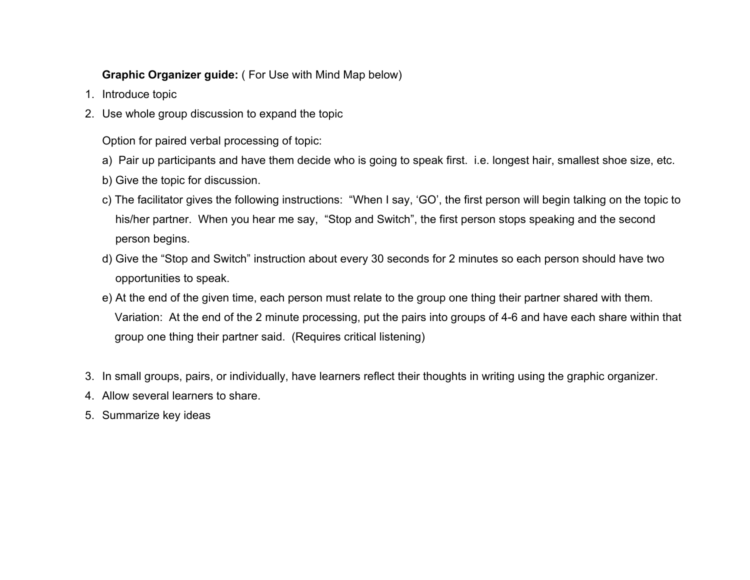**Graphic Organizer guide:** ( For Use with Mind Map below)

1. Introduce topic
2. Use whole group discussion to expand the topic

   Option for paired verbal processing of topic:

   a) Pair up participants and have them decide who is going to speak first. i.e. longest hair, smallest shoe size, etc.

   b) Give the topic for discussion.

   c) The facilitator gives the following instructions: "When I say, 'GO', the first person will begin talking on the topic to his/her partner. When you hear me say, "Stop and Switch", the first person stops speaking and the second person begins.

   d) Give the "Stop and Switch" instruction about every 30 seconds for 2 minutes so each person should have two opportunities to speak.

   e) At the end of the given time, each person must relate to the group one thing their partner shared with them. Variation: At the end of the 2 minute processing, put the pairs into groups of 4-6 and have each share within that group one thing their partner said. (Requires critical listening)

3. In small groups, pairs, or individually, have learners reflect their thoughts in writing using the graphic organizer.
4. Allow several learners to share.
5. Summarize key ideas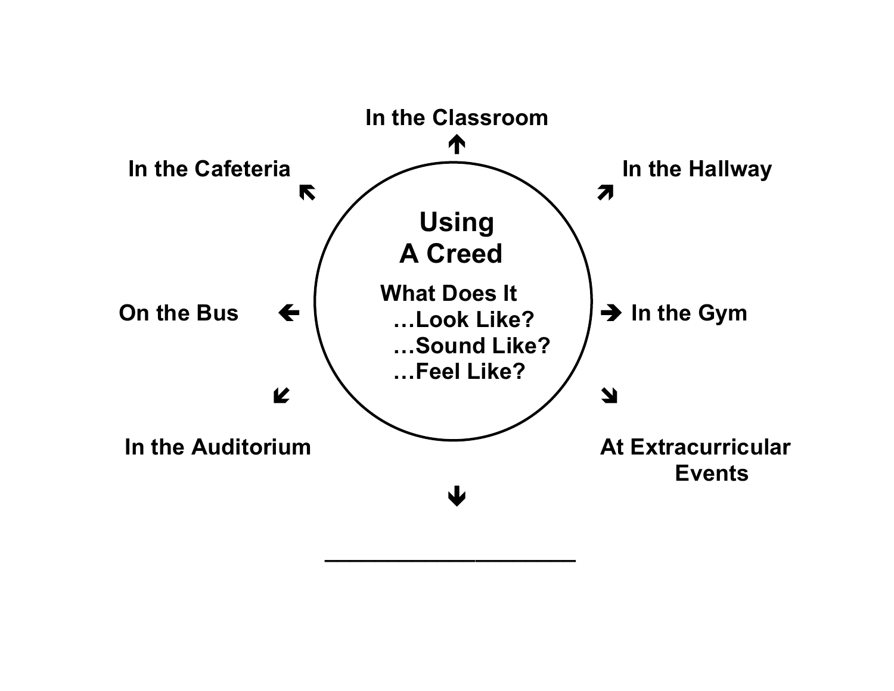In the Classroom

In the Cafeteria

In the Hallway

**Using A Creed**

**What Does It**
**…Look Like?**
**…Sound Like?**
**…Feel Like?**

On the Bus

In the Gym

In the Auditorium

At Extracurricular Events

____________________